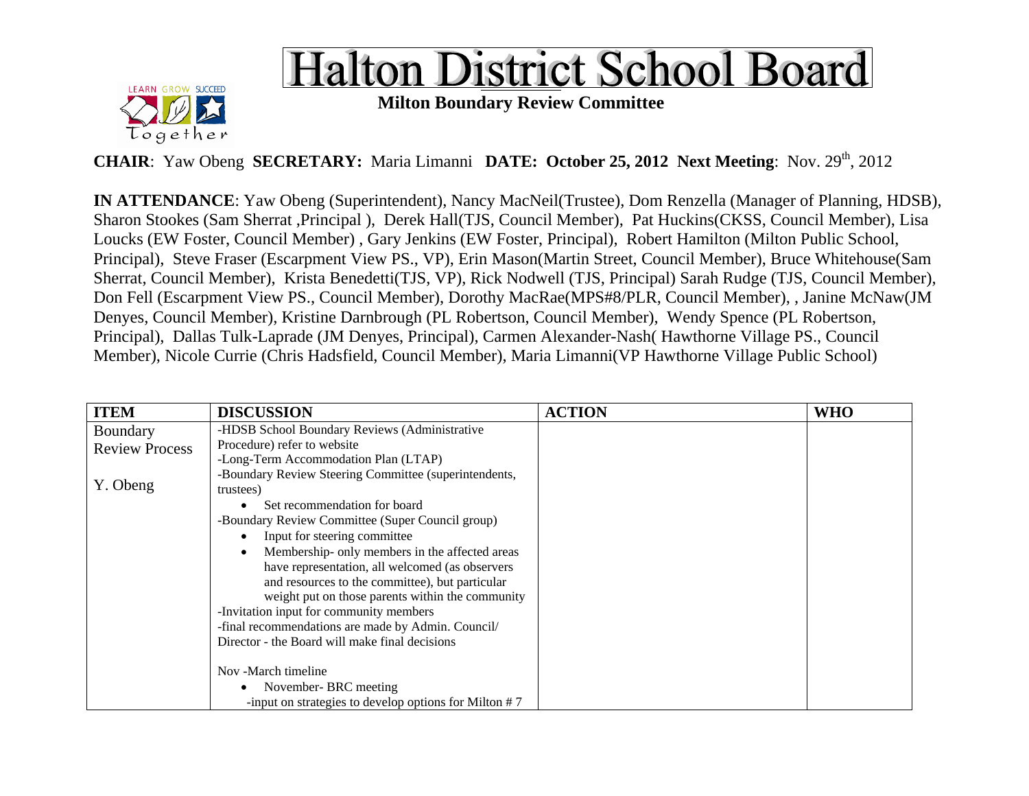# Halton District School Board

**Milton Boundary Review Committee**

**CHAIR**: Yaw Obeng **SECRETARY:** Maria Limanni **DATE: October 25, 2012 Next Meeting**: Nov. 29th, 2012

**IN ATTENDANCE**: Yaw Obeng (Superintendent), Nancy MacNeil(Trustee), Dom Renzella (Manager of Planning, HDSB), Sharon Stookes (Sam Sherrat ,Principal ), Derek Hall(TJS, Council Member), Pat Huckins(CKSS, Council Member), Lisa Loucks (EW Foster, Council Member) , Gary Jenkins (EW Foster, Principal), Robert Hamilton (Milton Public School, Principal), Steve Fraser (Escarpment View PS., VP), Erin Mason(Martin Street, Council Member), Bruce Whitehouse(Sam Sherrat, Council Member), Krista Benedetti(TJS, VP), Rick Nodwell (TJS, Principal) Sarah Rudge (TJS, Council Member), Don Fell (Escarpment View PS., Council Member), Dorothy MacRae(MPS#8/PLR, Council Member), , Janine McNaw(JM Denyes, Council Member), Kristine Darnbrough (PL Robertson, Council Member), Wendy Spence (PL Robertson, Principal), Dallas Tulk-Laprade (JM Denyes, Principal), Carmen Alexander-Nash( Hawthorne Village PS., Council Member), Nicole Currie (Chris Hadsfield, Council Member), Maria Limanni(VP Hawthorne Village Public School)

| ITEM | DISCUSSION | ACTION | WHO |
|---|---|---|---|
| Boundary Review Process<br><br>Y. Obeng | -HDSB School Boundary Reviews (Administrative Procedure) refer to website<br>-Long-Term Accommodation Plan (LTAP)<br>-Boundary Review Steering Committee (superintendents, trustees)<br>• Set recommendation for board<br>-Boundary Review Committee (Super Council group)<br>• Input for steering committee<br>• Membership- only members in the affected areas have representation, all welcomed (as observers and resources to the committee), but particular weight put on those parents within the community<br>-Invitation input for community members<br>-final recommendations are made by Admin. Council/ Director - the Board will make final decisions<br><br>Nov -March timeline<br>• November- BRC meeting<br>-input on strategies to develop options for Milton # 7 | | |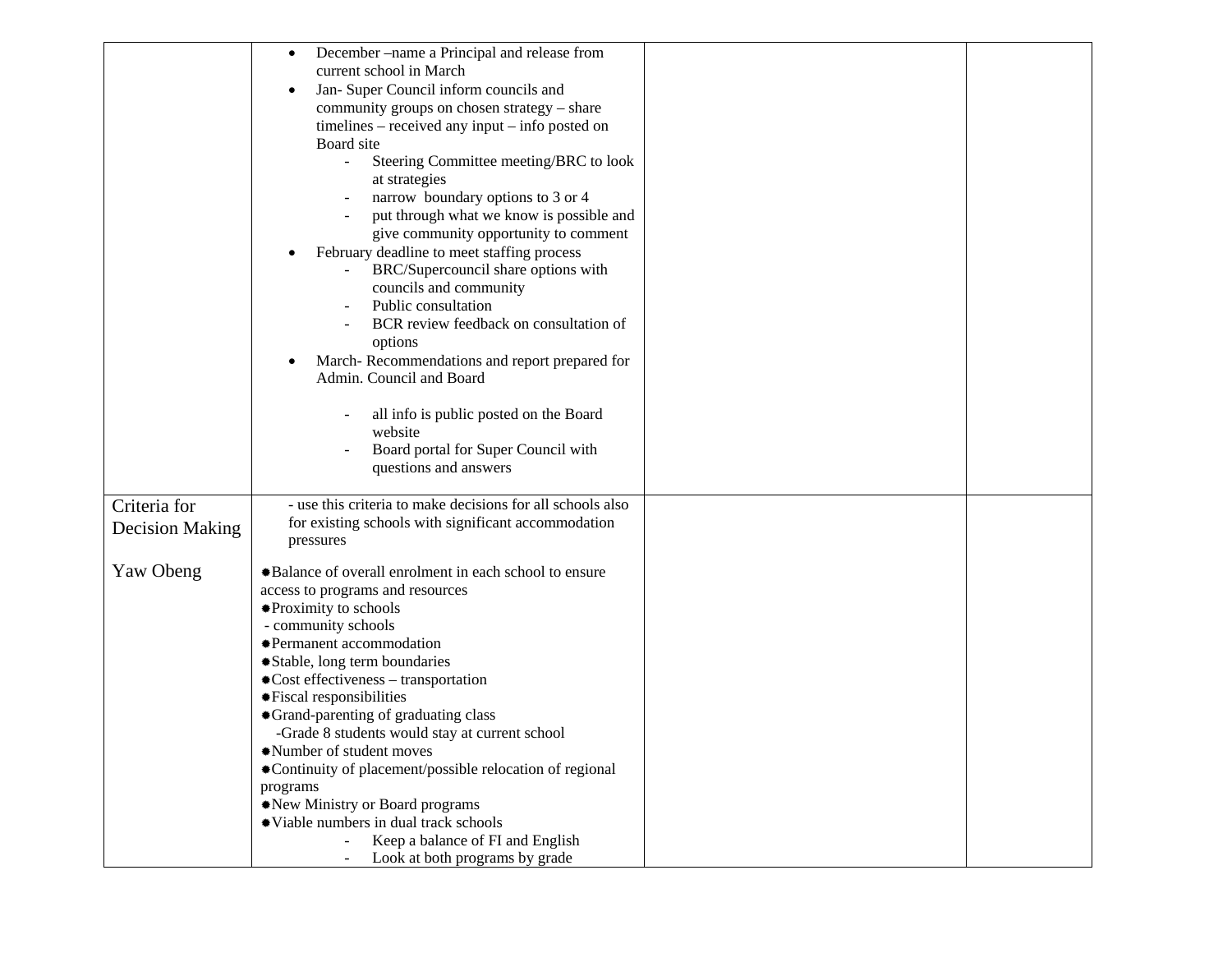| | | | |
|---|---|---|---|
| | • December –name a Principal and release from current school in March<br>• Jan- Super Council inform councils and community groups on chosen strategy – share timelines – received any input – info posted on Board site<br>&nbsp;&nbsp;&nbsp;&nbsp;- Steering Committee meeting/BRC to look at strategies<br>&nbsp;&nbsp;&nbsp;&nbsp;- narrow boundary options to 3 or 4<br>&nbsp;&nbsp;&nbsp;&nbsp;- put through what we know is possible and give community opportunity to comment<br>• February deadline to meet staffing process<br>&nbsp;&nbsp;&nbsp;&nbsp;- BRC/Supercouncil share options with councils and community<br>&nbsp;&nbsp;&nbsp;&nbsp;- Public consultation<br>&nbsp;&nbsp;&nbsp;&nbsp;- BCR review feedback on consultation of options<br>• March- Recommendations and report prepared for Admin. Council and Board<br><br>&nbsp;&nbsp;&nbsp;&nbsp;- all info is public posted on the Board website<br>&nbsp;&nbsp;&nbsp;&nbsp;- Board portal for Super Council with questions and answers | | |
| Criteria for Decision Making<br><br>Yaw Obeng | - use this criteria to make decisions for all schools also for existing schools with significant accommodation pressures<br><br>• Balance of overall enrolment in each school to ensure access to programs and resources<br>• Proximity to schools<br>&nbsp;- community schools<br>• Permanent accommodation<br>• Stable, long term boundaries<br>• Cost effectiveness – transportation<br>• Fiscal responsibilities<br>• Grand-parenting of graduating class<br>&nbsp;&nbsp;-Grade 8 students would stay at current school<br>• Number of student moves<br>• Continuity of placement/possible relocation of regional programs<br>• New Ministry or Board programs<br>• Viable numbers in dual track schools<br>&nbsp;&nbsp;&nbsp;&nbsp;- Keep a balance of FI and English<br>&nbsp;&nbsp;&nbsp;&nbsp;- Look at both programs by grade | | |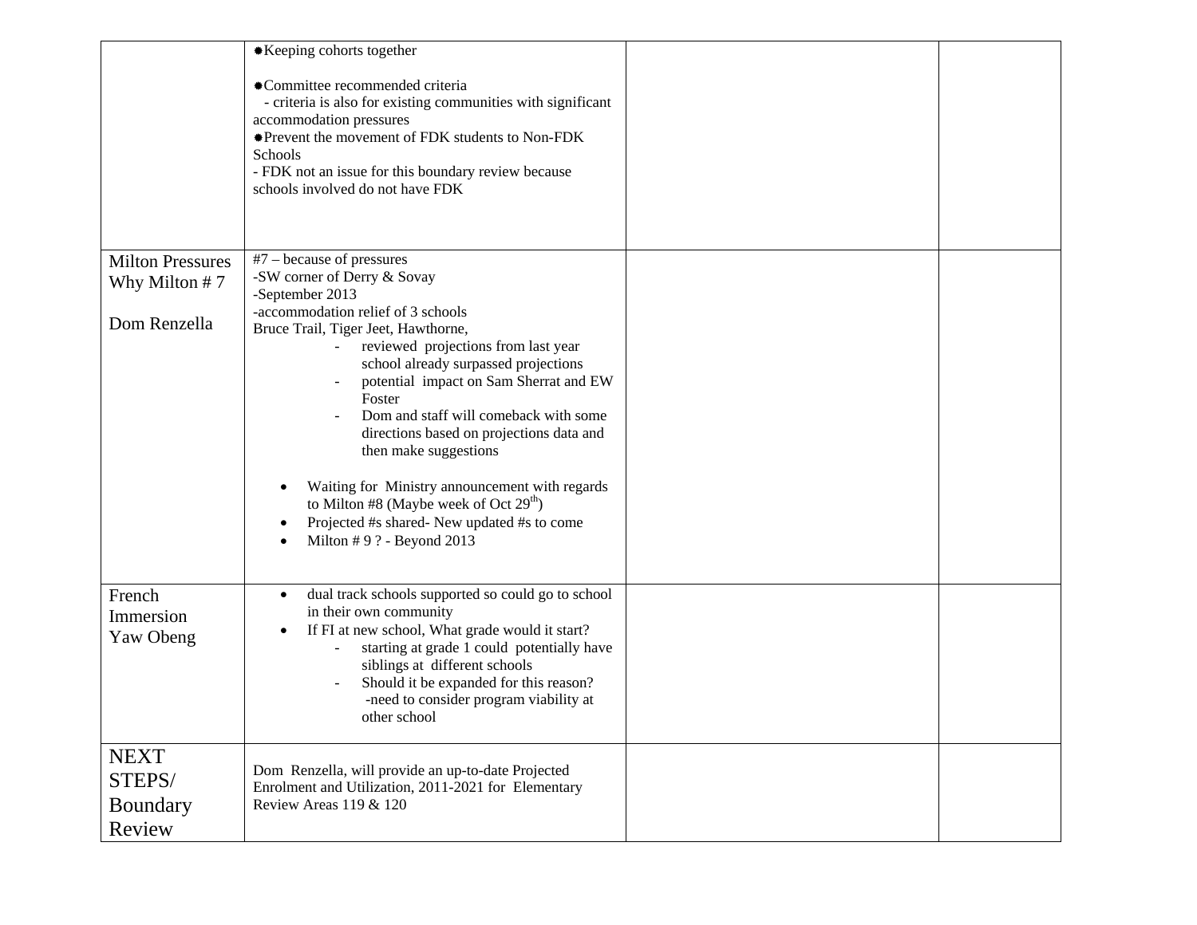| | | | |
|---|---|---|---|
| | ✺Keeping cohorts together<br><br>✺Committee recommended criteria<br>- criteria is also for existing communities with significant accommodation pressures<br>✺Prevent the movement of FDK students to Non-FDK Schools<br>- FDK not an issue for this boundary review because schools involved do not have FDK | | |
| Milton Pressures<br>Why Milton # 7<br><br>Dom Renzella | #7 – because of pressures<br>-SW corner of Derry & Sovay<br>-September 2013<br>-accommodation relief of 3 schools<br>Bruce Trail, Tiger Jeet, Hawthorne,<br>- reviewed projections from last year school already surpassed projections<br>- potential impact on Sam Sherrat and EW Foster<br>- Dom and staff will comeback with some directions based on projections data and then make suggestions<br><br>• Waiting for Ministry announcement with regards to Milton #8 (Maybe week of Oct 29th)<br>• Projected #s shared- New updated #s to come<br>• Milton # 9 ? - Beyond 2013 | | |
| French Immersion<br>Yaw Obeng | • dual track schools supported so could go to school in their own community<br>• If FI at new school, What grade would it start?<br>- starting at grade 1 could potentially have siblings at different schools<br>- Should it be expanded for this reason?<br>-need to consider program viability at other school | | |
| NEXT STEPS/ Boundary Review | Dom Renzella, will provide an up-to-date Projected Enrolment and Utilization, 2011-2021 for Elementary Review Areas 119 & 120 | | |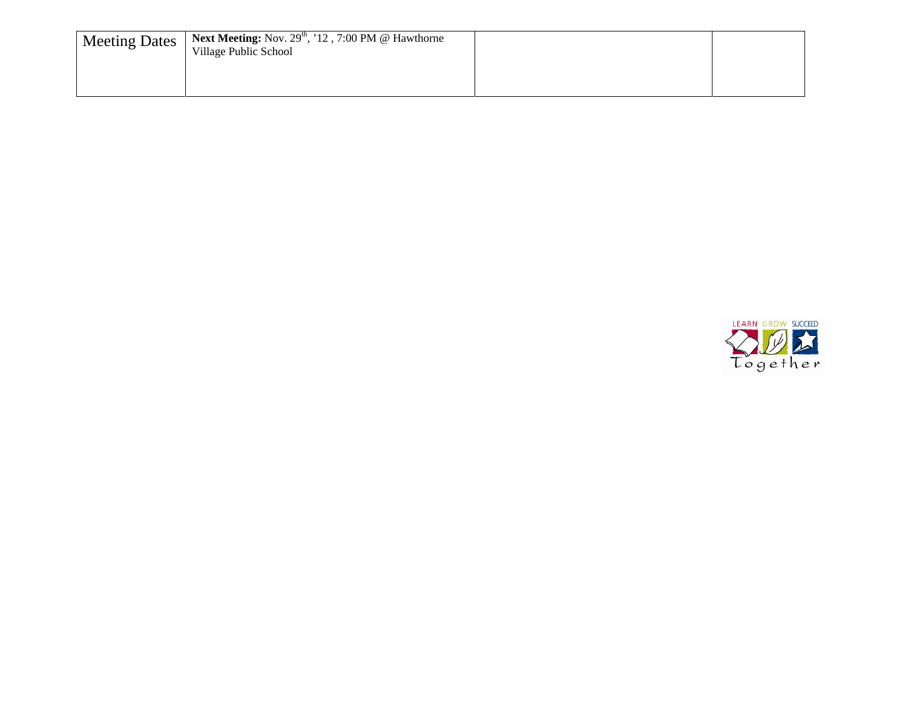| | | | |
|---|---|---|---|
| Meeting Dates | **Next Meeting:** Nov. 29th, '12 , 7:00 PM @ Hawthorne Village Public School | | |